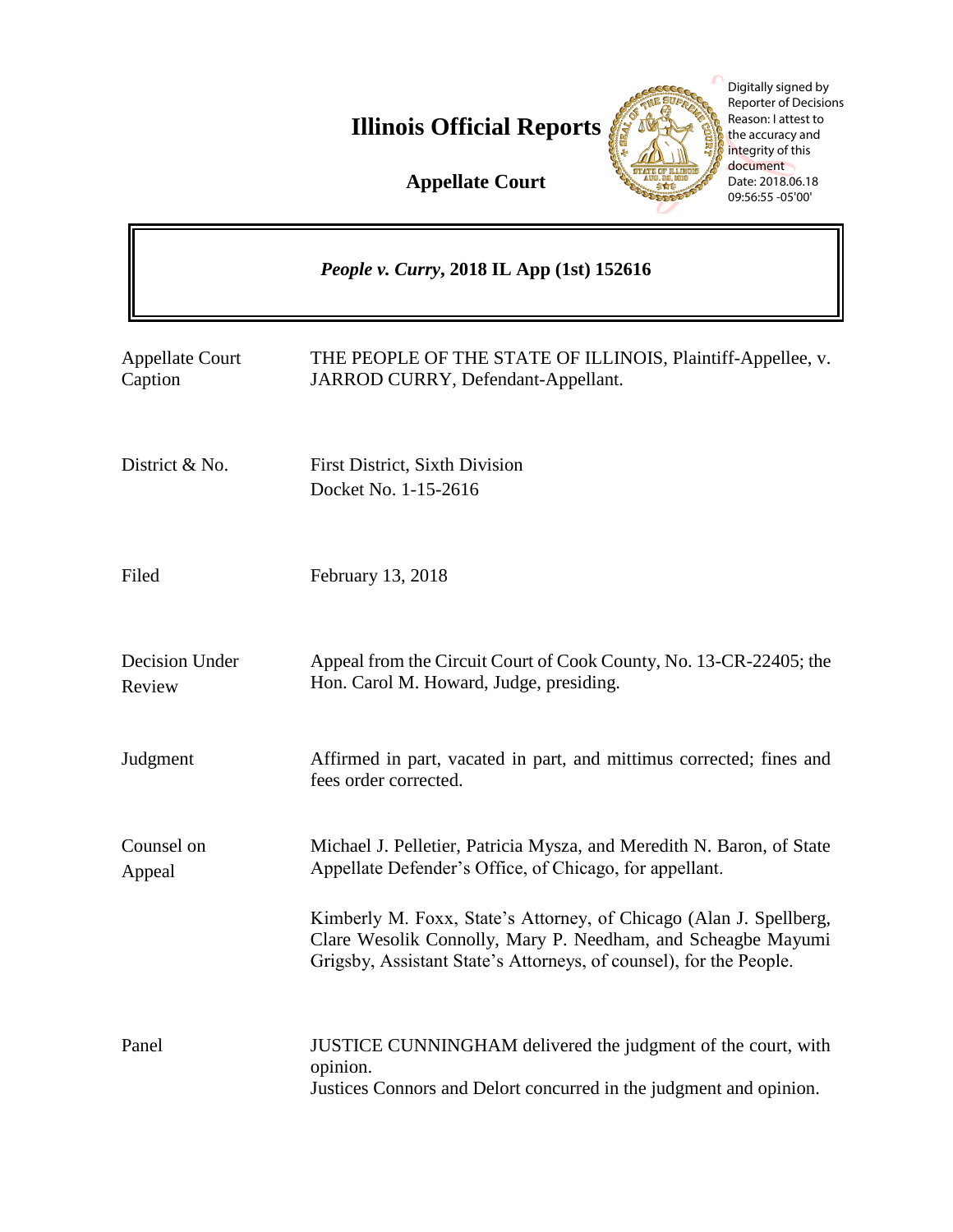# Illinois Official Reports

## Appellate Court

Digitally signed by Reporter of Decisions
Reason: I attest to the accuracy and integrity of this document
Date: 2018.06.18 09:56:55 -05'00'

***People v. Curry*, 2018 IL App (1st) 152616**

| | |
|---|---|
| Appellate Court Caption | THE PEOPLE OF THE STATE OF ILLINOIS, Plaintiff-Appellee, v. JARROD CURRY, Defendant-Appellant. |
| District & No. | First District, Sixth Division<br>Docket No. 1-15-2616 |
| Filed | February 13, 2018 |
| Decision Under Review | Appeal from the Circuit Court of Cook County, No. 13-CR-22405; the Hon. Carol M. Howard, Judge, presiding. |
| Judgment | Affirmed in part, vacated in part, and mittimus corrected; fines and fees order corrected. |
| Counsel on Appeal | Michael J. Pelletier, Patricia Mysza, and Meredith N. Baron, of State Appellate Defender's Office, of Chicago, for appellant.<br><br>Kimberly M. Foxx, State's Attorney, of Chicago (Alan J. Spellberg, Clare Wesolik Connolly, Mary P. Needham, and Scheagbe Mayumi Grigsby, Assistant State's Attorneys, of counsel), for the People. |
| Panel | JUSTICE CUNNINGHAM delivered the judgment of the court, with opinion.<br>Justices Connors and Delort concurred in the judgment and opinion. |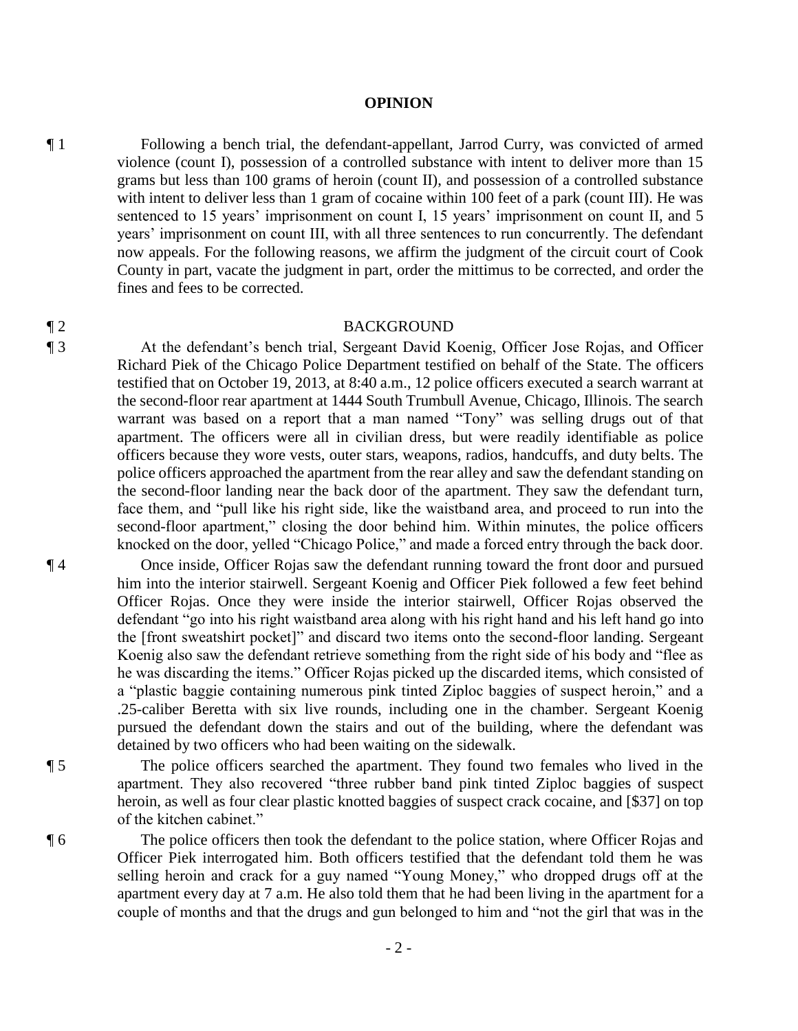## OPINION

¶ 1 Following a bench trial, the defendant-appellant, Jarrod Curry, was convicted of armed violence (count I), possession of a controlled substance with intent to deliver more than 15 grams but less than 100 grams of heroin (count II), and possession of a controlled substance with intent to deliver less than 1 gram of cocaine within 100 feet of a park (count III). He was sentenced to 15 years' imprisonment on count I, 15 years' imprisonment on count II, and 5 years' imprisonment on count III, with all three sentences to run concurrently. The defendant now appeals. For the following reasons, we affirm the judgment of the circuit court of Cook County in part, vacate the judgment in part, order the mittimus to be corrected, and order the fines and fees to be corrected.

¶ 2 BACKGROUND

¶ 3 At the defendant's bench trial, Sergeant David Koenig, Officer Jose Rojas, and Officer Richard Piek of the Chicago Police Department testified on behalf of the State. The officers testified that on October 19, 2013, at 8:40 a.m., 12 police officers executed a search warrant at the second-floor rear apartment at 1444 South Trumbull Avenue, Chicago, Illinois. The search warrant was based on a report that a man named "Tony" was selling drugs out of that apartment. The officers were all in civilian dress, but were readily identifiable as police officers because they wore vests, outer stars, weapons, radios, handcuffs, and duty belts. The police officers approached the apartment from the rear alley and saw the defendant standing on the second-floor landing near the back door of the apartment. They saw the defendant turn, face them, and "pull like his right side, like the waistband area, and proceed to run into the second-floor apartment," closing the door behind him. Within minutes, the police officers knocked on the door, yelled "Chicago Police," and made a forced entry through the back door.

¶ 4 Once inside, Officer Rojas saw the defendant running toward the front door and pursued him into the interior stairwell. Sergeant Koenig and Officer Piek followed a few feet behind Officer Rojas. Once they were inside the interior stairwell, Officer Rojas observed the defendant "go into his right waistband area along with his right hand and his left hand go into the [front sweatshirt pocket]" and discard two items onto the second-floor landing. Sergeant Koenig also saw the defendant retrieve something from the right side of his body and "flee as he was discarding the items." Officer Rojas picked up the discarded items, which consisted of a "plastic baggie containing numerous pink tinted Ziploc baggies of suspect heroin," and a .25-caliber Beretta with six live rounds, including one in the chamber. Sergeant Koenig pursued the defendant down the stairs and out of the building, where the defendant was detained by two officers who had been waiting on the sidewalk.

¶ 5 The police officers searched the apartment. They found two females who lived in the apartment. They also recovered "three rubber band pink tinted Ziploc baggies of suspect heroin, as well as four clear plastic knotted baggies of suspect crack cocaine, and [$37] on top of the kitchen cabinet."

¶ 6 The police officers then took the defendant to the police station, where Officer Rojas and Officer Piek interrogated him. Both officers testified that the defendant told them he was selling heroin and crack for a guy named "Young Money," who dropped drugs off at the apartment every day at 7 a.m. He also told them that he had been living in the apartment for a couple of months and that the drugs and gun belonged to him and "not the girl that was in the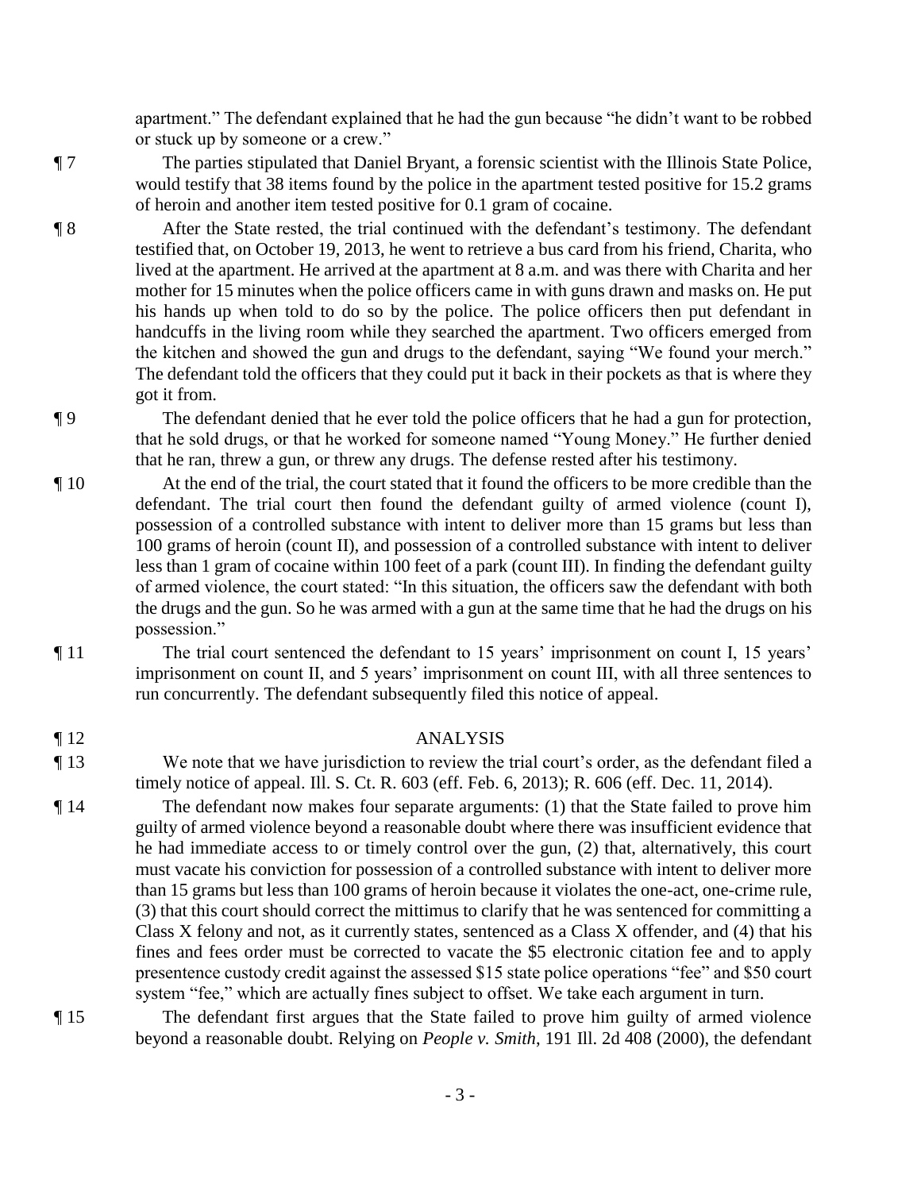apartment." The defendant explained that he had the gun because "he didn't want to be robbed or stuck up by someone or a crew."

¶ 7 The parties stipulated that Daniel Bryant, a forensic scientist with the Illinois State Police, would testify that 38 items found by the police in the apartment tested positive for 15.2 grams of heroin and another item tested positive for 0.1 gram of cocaine.

¶ 8 After the State rested, the trial continued with the defendant's testimony. The defendant testified that, on October 19, 2013, he went to retrieve a bus card from his friend, Charita, who lived at the apartment. He arrived at the apartment at 8 a.m. and was there with Charita and her mother for 15 minutes when the police officers came in with guns drawn and masks on. He put his hands up when told to do so by the police. The police officers then put defendant in handcuffs in the living room while they searched the apartment. Two officers emerged from the kitchen and showed the gun and drugs to the defendant, saying "We found your merch." The defendant told the officers that they could put it back in their pockets as that is where they got it from.

¶ 9 The defendant denied that he ever told the police officers that he had a gun for protection, that he sold drugs, or that he worked for someone named "Young Money." He further denied that he ran, threw a gun, or threw any drugs. The defense rested after his testimony.

¶ 10 At the end of the trial, the court stated that it found the officers to be more credible than the defendant. The trial court then found the defendant guilty of armed violence (count I), possession of a controlled substance with intent to deliver more than 15 grams but less than 100 grams of heroin (count II), and possession of a controlled substance with intent to deliver less than 1 gram of cocaine within 100 feet of a park (count III). In finding the defendant guilty of armed violence, the court stated: "In this situation, the officers saw the defendant with both the drugs and the gun. So he was armed with a gun at the same time that he had the drugs on his possession."

¶ 11 The trial court sentenced the defendant to 15 years' imprisonment on count I, 15 years' imprisonment on count II, and 5 years' imprisonment on count III, with all three sentences to run concurrently. The defendant subsequently filed this notice of appeal.

## ¶ 12 ANALYSIS

¶ 13 We note that we have jurisdiction to review the trial court's order, as the defendant filed a timely notice of appeal. Ill. S. Ct. R. 603 (eff. Feb. 6, 2013); R. 606 (eff. Dec. 11, 2014).

¶ 14 The defendant now makes four separate arguments: (1) that the State failed to prove him guilty of armed violence beyond a reasonable doubt where there was insufficient evidence that he had immediate access to or timely control over the gun, (2) that, alternatively, this court must vacate his conviction for possession of a controlled substance with intent to deliver more than 15 grams but less than 100 grams of heroin because it violates the one-act, one-crime rule, (3) that this court should correct the mittimus to clarify that he was sentenced for committing a Class X felony and not, as it currently states, sentenced as a Class X offender, and (4) that his fines and fees order must be corrected to vacate the $5 electronic citation fee and to apply presentence custody credit against the assessed $15 state police operations "fee" and $50 court system "fee," which are actually fines subject to offset. We take each argument in turn.

¶ 15 The defendant first argues that the State failed to prove him guilty of armed violence beyond a reasonable doubt. Relying on *People v. Smith*, 191 Ill. 2d 408 (2000), the defendant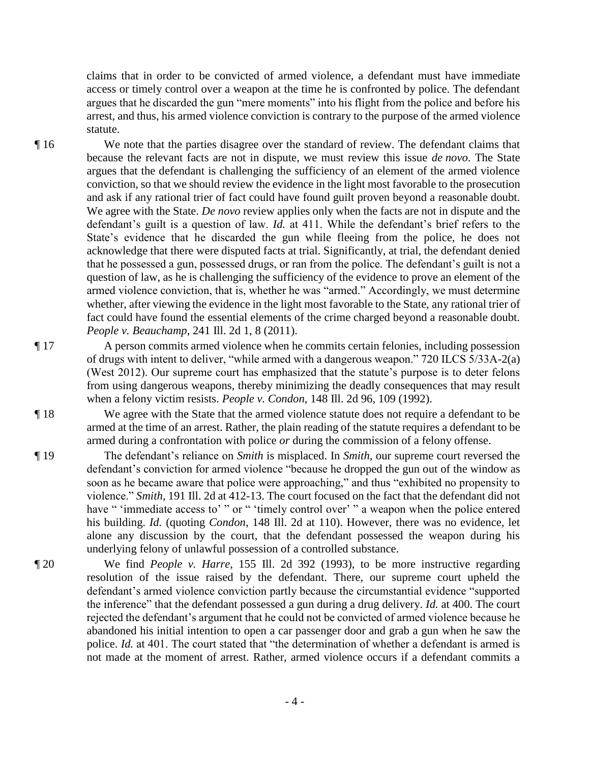claims that in order to be convicted of armed violence, a defendant must have immediate access or timely control over a weapon at the time he is confronted by police. The defendant argues that he discarded the gun "mere moments" into his flight from the police and before his arrest, and thus, his armed violence conviction is contrary to the purpose of the armed violence statute.

¶ 16 We note that the parties disagree over the standard of review. The defendant claims that because the relevant facts are not in dispute, we must review this issue *de novo*. The State argues that the defendant is challenging the sufficiency of an element of the armed violence conviction, so that we should review the evidence in the light most favorable to the prosecution and ask if any rational trier of fact could have found guilt proven beyond a reasonable doubt. We agree with the State. *De novo* review applies only when the facts are not in dispute and the defendant's guilt is a question of law. *Id.* at 411. While the defendant's brief refers to the State's evidence that he discarded the gun while fleeing from the police, he does not acknowledge that there were disputed facts at trial. Significantly, at trial, the defendant denied that he possessed a gun, possessed drugs, or ran from the police. The defendant's guilt is not a question of law, as he is challenging the sufficiency of the evidence to prove an element of the armed violence conviction, that is, whether he was "armed." Accordingly, we must determine whether, after viewing the evidence in the light most favorable to the State, any rational trier of fact could have found the essential elements of the crime charged beyond a reasonable doubt. *People v. Beauchamp*, 241 Ill. 2d 1, 8 (2011).

¶ 17 A person commits armed violence when he commits certain felonies, including possession of drugs with intent to deliver, "while armed with a dangerous weapon." 720 ILCS 5/33A-2(a) (West 2012). Our supreme court has emphasized that the statute's purpose is to deter felons from using dangerous weapons, thereby minimizing the deadly consequences that may result when a felony victim resists. *People v. Condon*, 148 Ill. 2d 96, 109 (1992).

¶ 18 We agree with the State that the armed violence statute does not require a defendant to be armed at the time of an arrest. Rather, the plain reading of the statute requires a defendant to be armed during a confrontation with police *or* during the commission of a felony offense.

¶ 19 The defendant's reliance on *Smith* is misplaced. In *Smith*, our supreme court reversed the defendant's conviction for armed violence "because he dropped the gun out of the window as soon as he became aware that police were approaching," and thus "exhibited no propensity to violence." *Smith*, 191 Ill. 2d at 412-13. The court focused on the fact that the defendant did not have " 'immediate access to' " or " 'timely control over' " a weapon when the police entered his building. *Id.* (quoting *Condon*, 148 Ill. 2d at 110). However, there was no evidence, let alone any discussion by the court, that the defendant possessed the weapon during his underlying felony of unlawful possession of a controlled substance.

¶ 20 We find *People v. Harre*, 155 Ill. 2d 392 (1993), to be more instructive regarding resolution of the issue raised by the defendant. There, our supreme court upheld the defendant's armed violence conviction partly because the circumstantial evidence "supported the inference" that the defendant possessed a gun during a drug delivery. *Id.* at 400. The court rejected the defendant's argument that he could not be convicted of armed violence because he abandoned his initial intention to open a car passenger door and grab a gun when he saw the police. *Id.* at 401. The court stated that "the determination of whether a defendant is armed is not made at the moment of arrest. Rather, armed violence occurs if a defendant commits a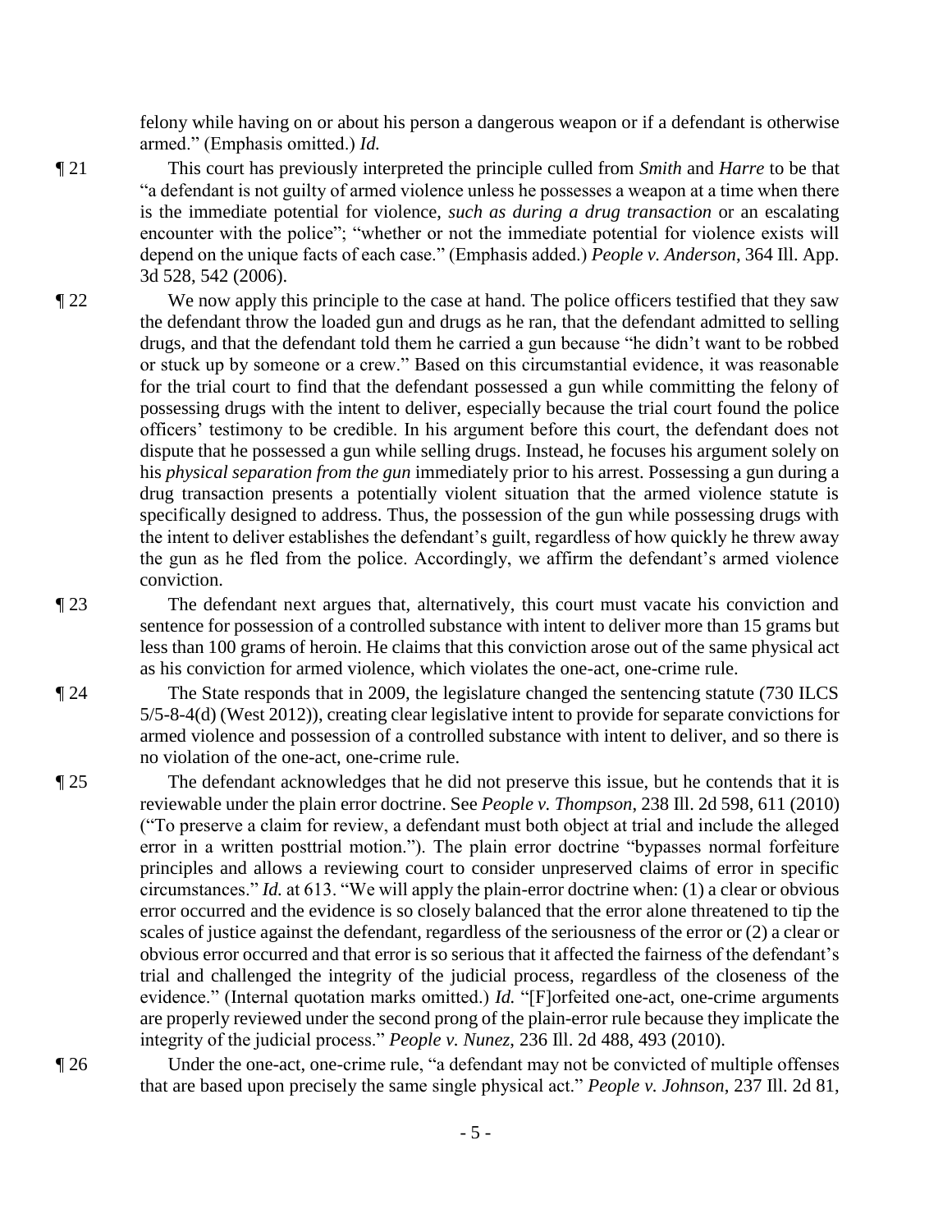felony while having on or about his person a dangerous weapon or if a defendant is otherwise armed." (Emphasis omitted.) *Id.*

¶ 21 This court has previously interpreted the principle culled from *Smith* and *Harre* to be that "a defendant is not guilty of armed violence unless he possesses a weapon at a time when there is the immediate potential for violence, *such as during a drug transaction* or an escalating encounter with the police"; "whether or not the immediate potential for violence exists will depend on the unique facts of each case." (Emphasis added.) *People v. Anderson*, 364 Ill. App. 3d 528, 542 (2006).

¶ 22 We now apply this principle to the case at hand. The police officers testified that they saw the defendant throw the loaded gun and drugs as he ran, that the defendant admitted to selling drugs, and that the defendant told them he carried a gun because "he didn't want to be robbed or stuck up by someone or a crew." Based on this circumstantial evidence, it was reasonable for the trial court to find that the defendant possessed a gun while committing the felony of possessing drugs with the intent to deliver, especially because the trial court found the police officers' testimony to be credible. In his argument before this court, the defendant does not dispute that he possessed a gun while selling drugs. Instead, he focuses his argument solely on his *physical separation from the gun* immediately prior to his arrest. Possessing a gun during a drug transaction presents a potentially violent situation that the armed violence statute is specifically designed to address. Thus, the possession of the gun while possessing drugs with the intent to deliver establishes the defendant's guilt, regardless of how quickly he threw away the gun as he fled from the police. Accordingly, we affirm the defendant's armed violence conviction.

¶ 23 The defendant next argues that, alternatively, this court must vacate his conviction and sentence for possession of a controlled substance with intent to deliver more than 15 grams but less than 100 grams of heroin. He claims that this conviction arose out of the same physical act as his conviction for armed violence, which violates the one-act, one-crime rule.

¶ 24 The State responds that in 2009, the legislature changed the sentencing statute (730 ILCS 5/5-8-4(d) (West 2012)), creating clear legislative intent to provide for separate convictions for armed violence and possession of a controlled substance with intent to deliver, and so there is no violation of the one-act, one-crime rule.

¶ 25 The defendant acknowledges that he did not preserve this issue, but he contends that it is reviewable under the plain error doctrine. See *People v. Thompson*, 238 Ill. 2d 598, 611 (2010) ("To preserve a claim for review, a defendant must both object at trial and include the alleged error in a written posttrial motion."). The plain error doctrine "bypasses normal forfeiture principles and allows a reviewing court to consider unpreserved claims of error in specific circumstances." *Id.* at 613. "We will apply the plain-error doctrine when: (1) a clear or obvious error occurred and the evidence is so closely balanced that the error alone threatened to tip the scales of justice against the defendant, regardless of the seriousness of the error or (2) a clear or obvious error occurred and that error is so serious that it affected the fairness of the defendant's trial and challenged the integrity of the judicial process, regardless of the closeness of the evidence." (Internal quotation marks omitted.) *Id.* "[F]orfeited one-act, one-crime arguments are properly reviewed under the second prong of the plain-error rule because they implicate the integrity of the judicial process." *People v. Nunez*, 236 Ill. 2d 488, 493 (2010).

¶ 26 Under the one-act, one-crime rule, "a defendant may not be convicted of multiple offenses that are based upon precisely the same single physical act." *People v. Johnson*, 237 Ill. 2d 81,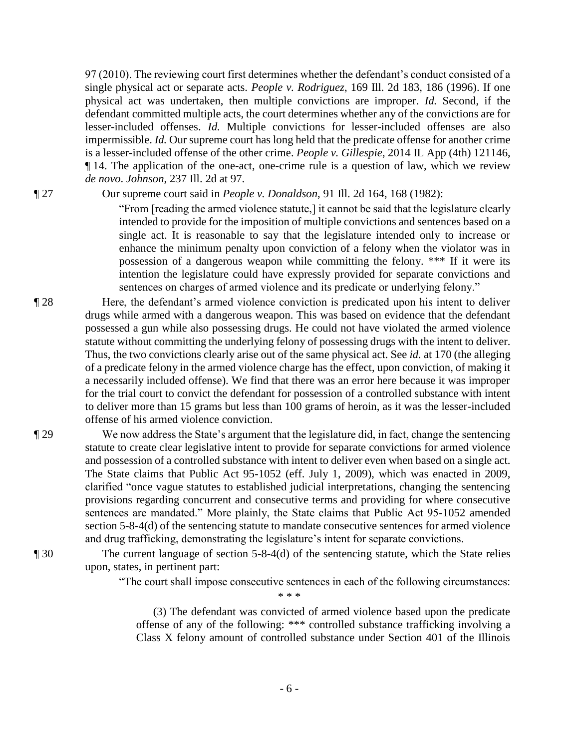97 (2010). The reviewing court first determines whether the defendant's conduct consisted of a single physical act or separate acts. *People v. Rodriguez*, 169 Ill. 2d 183, 186 (1996). If one physical act was undertaken, then multiple convictions are improper. *Id.* Second, if the defendant committed multiple acts, the court determines whether any of the convictions are for lesser-included offenses. *Id.* Multiple convictions for lesser-included offenses are also impermissible. *Id.* Our supreme court has long held that the predicate offense for another crime is a lesser-included offense of the other crime. *People v. Gillespie*, 2014 IL App (4th) 121146, ¶ 14. The application of the one-act, one-crime rule is a question of law, which we review *de novo*. *Johnson*, 237 Ill. 2d at 97.

¶ 27 Our supreme court said in *People v. Donaldson*, 91 Ill. 2d 164, 168 (1982):

> "From [reading the armed violence statute,] it cannot be said that the legislature clearly intended to provide for the imposition of multiple convictions and sentences based on a single act. It is reasonable to say that the legislature intended only to increase or enhance the minimum penalty upon conviction of a felony when the violator was in possession of a dangerous weapon while committing the felony. \*\*\* If it were its intention the legislature could have expressly provided for separate convictions and sentences on charges of armed violence and its predicate or underlying felony."

¶ 28 Here, the defendant's armed violence conviction is predicated upon his intent to deliver drugs while armed with a dangerous weapon. This was based on evidence that the defendant possessed a gun while also possessing drugs. He could not have violated the armed violence statute without committing the underlying felony of possessing drugs with the intent to deliver. Thus, the two convictions clearly arise out of the same physical act. See *id.* at 170 (the alleging of a predicate felony in the armed violence charge has the effect, upon conviction, of making it a necessarily included offense). We find that there was an error here because it was improper for the trial court to convict the defendant for possession of a controlled substance with intent to deliver more than 15 grams but less than 100 grams of heroin, as it was the lesser-included offense of his armed violence conviction.

¶ 29 We now address the State's argument that the legislature did, in fact, change the sentencing statute to create clear legislative intent to provide for separate convictions for armed violence and possession of a controlled substance with intent to deliver even when based on a single act. The State claims that Public Act 95-1052 (eff. July 1, 2009), which was enacted in 2009, clarified "once vague statutes to established judicial interpretations, changing the sentencing provisions regarding concurrent and consecutive terms and providing for where consecutive sentences are mandated." More plainly, the State claims that Public Act 95-1052 amended section 5-8-4(d) of the sentencing statute to mandate consecutive sentences for armed violence and drug trafficking, demonstrating the legislature's intent for separate convictions.

¶ 30 The current language of section 5-8-4(d) of the sentencing statute, which the State relies upon, states, in pertinent part:

> "The court shall impose consecutive sentences in each of the following circumstances:
>
> \* \* \*
>
> (3) The defendant was convicted of armed violence based upon the predicate offense of any of the following: \*\*\* controlled substance trafficking involving a Class X felony amount of controlled substance under Section 401 of the Illinois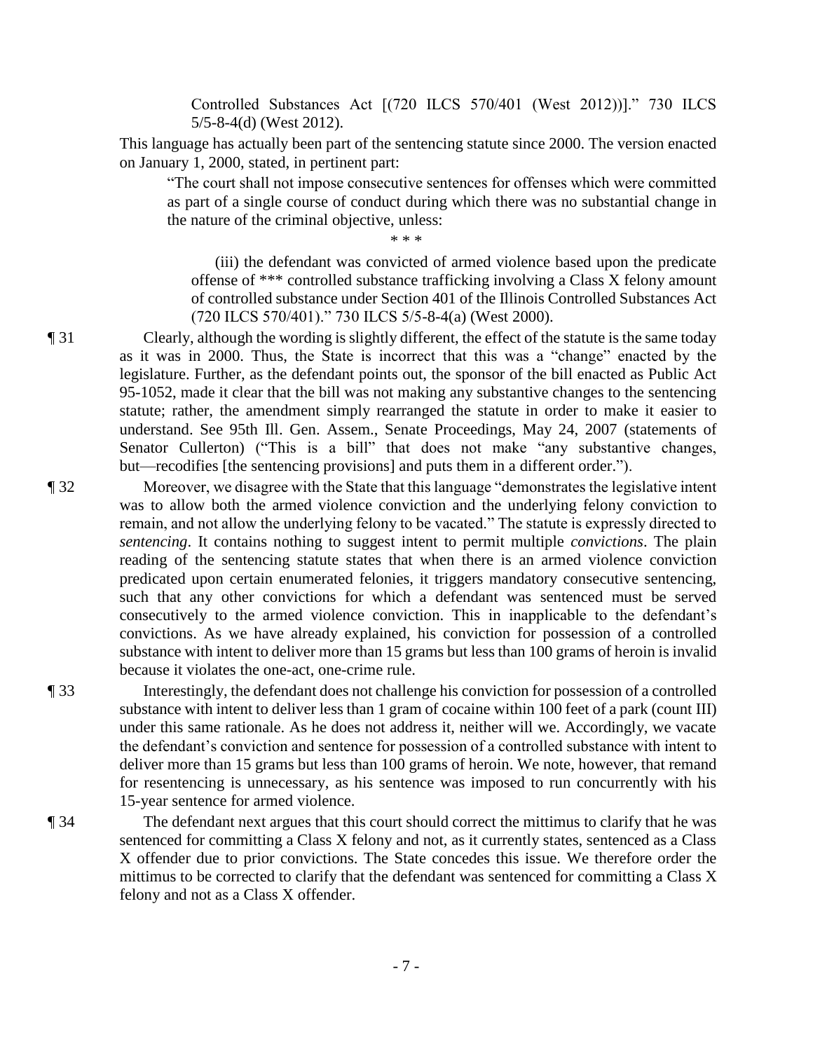Controlled Substances Act [(720 ILCS 570/401 (West 2012))]." 730 ILCS 5/5-8-4(d) (West 2012).

This language has actually been part of the sentencing statute since 2000. The version enacted on January 1, 2000, stated, in pertinent part:

> "The court shall not impose consecutive sentences for offenses which were committed as part of a single course of conduct during which there was no substantial change in the nature of the criminal objective, unless:
>
> \* \* \*
>
> (iii) the defendant was convicted of armed violence based upon the predicate offense of \*\*\* controlled substance trafficking involving a Class X felony amount of controlled substance under Section 401 of the Illinois Controlled Substances Act (720 ILCS 570/401)." 730 ILCS 5/5-8-4(a) (West 2000).

¶ 31 Clearly, although the wording is slightly different, the effect of the statute is the same today as it was in 2000. Thus, the State is incorrect that this was a "change" enacted by the legislature. Further, as the defendant points out, the sponsor of the bill enacted as Public Act 95-1052, made it clear that the bill was not making any substantive changes to the sentencing statute; rather, the amendment simply rearranged the statute in order to make it easier to understand. See 95th Ill. Gen. Assem., Senate Proceedings, May 24, 2007 (statements of Senator Cullerton) ("This is a bill" that does not make "any substantive changes, but—recodifies [the sentencing provisions] and puts them in a different order.").

¶ 32 Moreover, we disagree with the State that this language "demonstrates the legislative intent was to allow both the armed violence conviction and the underlying felony conviction to remain, and not allow the underlying felony to be vacated." The statute is expressly directed to *sentencing*. It contains nothing to suggest intent to permit multiple *convictions*. The plain reading of the sentencing statute states that when there is an armed violence conviction predicated upon certain enumerated felonies, it triggers mandatory consecutive sentencing, such that any other convictions for which a defendant was sentenced must be served consecutively to the armed violence conviction. This in inapplicable to the defendant's convictions. As we have already explained, his conviction for possession of a controlled substance with intent to deliver more than 15 grams but less than 100 grams of heroin is invalid because it violates the one-act, one-crime rule.

¶ 33 Interestingly, the defendant does not challenge his conviction for possession of a controlled substance with intent to deliver less than 1 gram of cocaine within 100 feet of a park (count III) under this same rationale. As he does not address it, neither will we. Accordingly, we vacate the defendant's conviction and sentence for possession of a controlled substance with intent to deliver more than 15 grams but less than 100 grams of heroin. We note, however, that remand for resentencing is unnecessary, as his sentence was imposed to run concurrently with his 15-year sentence for armed violence.

¶ 34 The defendant next argues that this court should correct the mittimus to clarify that he was sentenced for committing a Class X felony and not, as it currently states, sentenced as a Class X offender due to prior convictions. The State concedes this issue. We therefore order the mittimus to be corrected to clarify that the defendant was sentenced for committing a Class X felony and not as a Class X offender.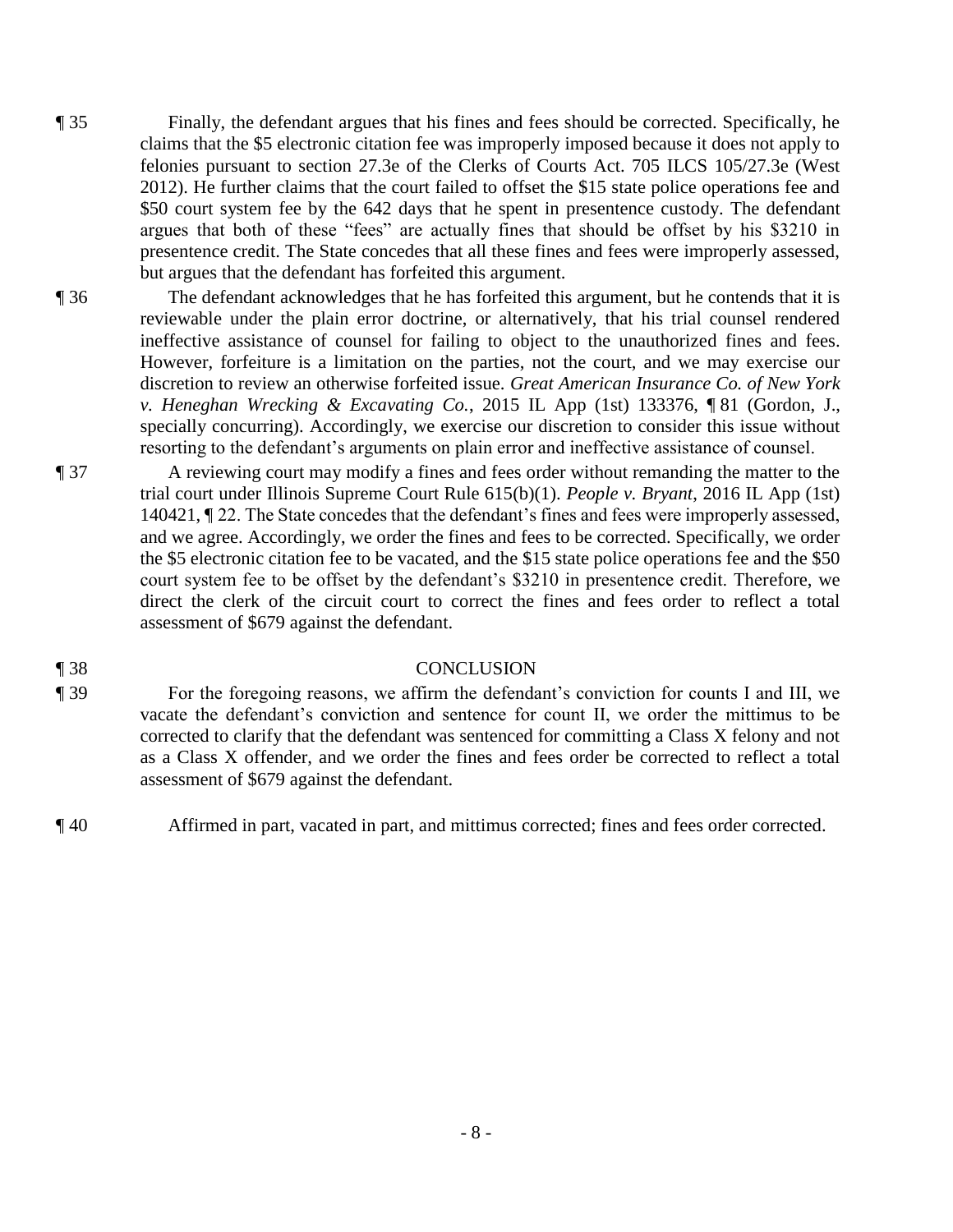¶ 35 Finally, the defendant argues that his fines and fees should be corrected. Specifically, he claims that the $5 electronic citation fee was improperly imposed because it does not apply to felonies pursuant to section 27.3e of the Clerks of Courts Act. 705 ILCS 105/27.3e (West 2012). He further claims that the court failed to offset the $15 state police operations fee and $50 court system fee by the 642 days that he spent in presentence custody. The defendant argues that both of these "fees" are actually fines that should be offset by his $3210 in presentence credit. The State concedes that all these fines and fees were improperly assessed, but argues that the defendant has forfeited this argument.

¶ 36 The defendant acknowledges that he has forfeited this argument, but he contends that it is reviewable under the plain error doctrine, or alternatively, that his trial counsel rendered ineffective assistance of counsel for failing to object to the unauthorized fines and fees. However, forfeiture is a limitation on the parties, not the court, and we may exercise our discretion to review an otherwise forfeited issue. *Great American Insurance Co. of New York v. Heneghan Wrecking & Excavating Co.*, 2015 IL App (1st) 133376, ¶ 81 (Gordon, J., specially concurring). Accordingly, we exercise our discretion to consider this issue without resorting to the defendant's arguments on plain error and ineffective assistance of counsel.

¶ 37 A reviewing court may modify a fines and fees order without remanding the matter to the trial court under Illinois Supreme Court Rule 615(b)(1). *People v. Bryant*, 2016 IL App (1st) 140421, ¶ 22. The State concedes that the defendant's fines and fees were improperly assessed, and we agree. Accordingly, we order the fines and fees to be corrected. Specifically, we order the $5 electronic citation fee to be vacated, and the $15 state police operations fee and the $50 court system fee to be offset by the defendant's $3210 in presentence credit. Therefore, we direct the clerk of the circuit court to correct the fines and fees order to reflect a total assessment of $679 against the defendant.

¶ 38 CONCLUSION

¶ 39 For the foregoing reasons, we affirm the defendant's conviction for counts I and III, we vacate the defendant's conviction and sentence for count II, we order the mittimus to be corrected to clarify that the defendant was sentenced for committing a Class X felony and not as a Class X offender, and we order the fines and fees order be corrected to reflect a total assessment of $679 against the defendant.

¶ 40 Affirmed in part, vacated in part, and mittimus corrected; fines and fees order corrected.